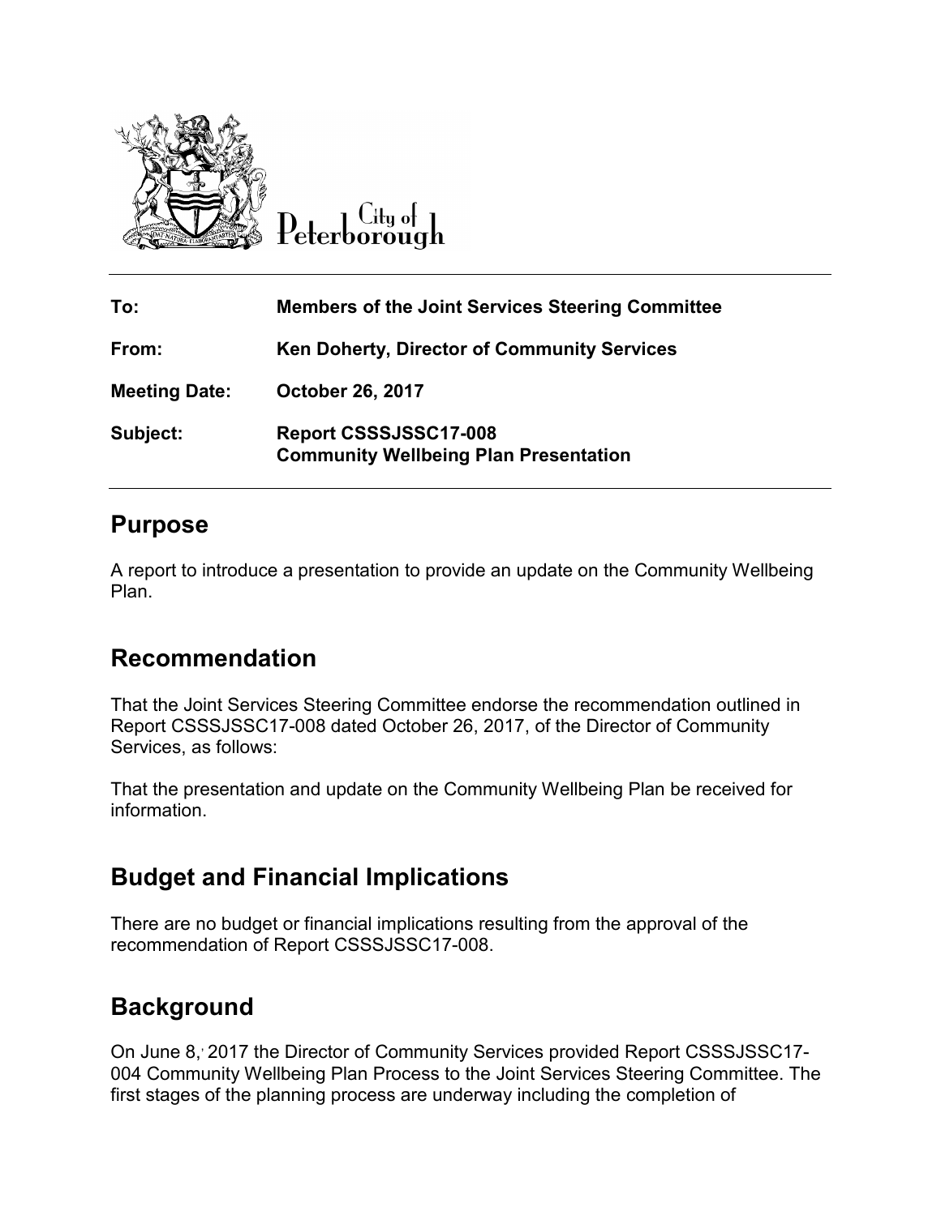City of Peterborough

| To: | Members of the Joint Services Steering Committee |
| --- | --- |
| From: | Ken Doherty, Director of Community Services |
| Meeting Date: | October 26, 2017 |
| Subject: | Report CSSSJSSC17-008 Community Wellbeing Plan Presentation |

## Purpose

A report to introduce a presentation to provide an update on the Community Wellbeing Plan.

## Recommendation

That the Joint Services Steering Committee endorse the recommendation outlined in Report CSSSJSSC17-008 dated October 26, 2017, of the Director of Community Services, as follows:

That the presentation and update on the Community Wellbeing Plan be received for information.

## Budget and Financial Implications

There are no budget or financial implications resulting from the approval of the recommendation of Report CSSSJSSC17-008.

## Background

On June 8, 2017 the Director of Community Services provided Report CSSSJSSC17-004 Community Wellbeing Plan Process to the Joint Services Steering Committee. The first stages of the planning process are underway including the completion of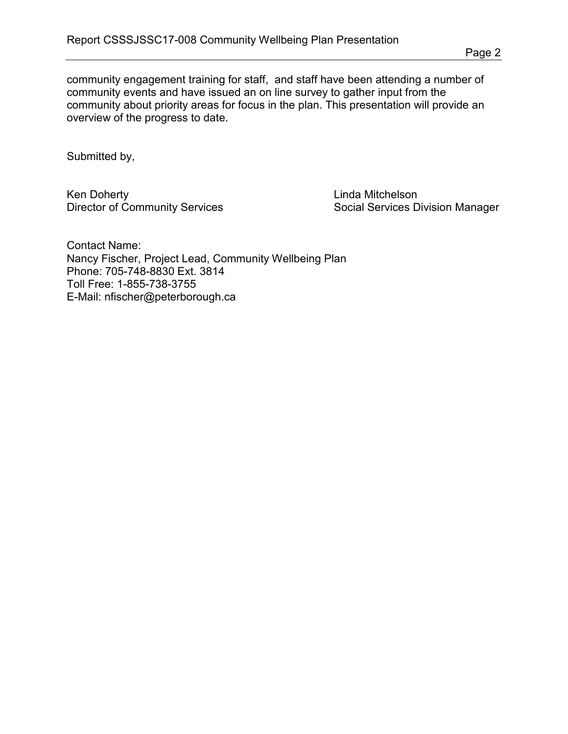community engagement training for staff, and staff have been attending a number of community events and have issued an on line survey to gather input from the community about priority areas for focus in the plan. This presentation will provide an overview of the progress to date.

Submitted by,

Ken Doherty
Director of Community Services

Linda Mitchelson
Social Services Division Manager

Contact Name:
Nancy Fischer, Project Lead, Community Wellbeing Plan
Phone: 705-748-8830 Ext. 3814
Toll Free: 1-855-738-3755
E-Mail: nfischer@peterborough.ca